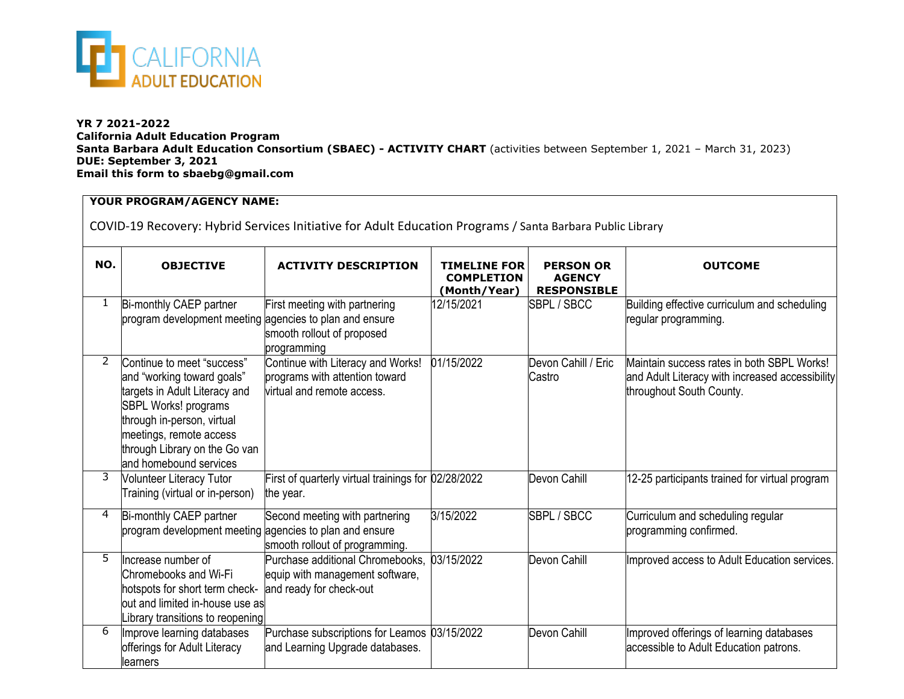CALIFORNIA ADULT EDUCATION

**YR 7 2021-2022**
**California Adult Education Program**
**Santa Barbara Adult Education Consortium (SBAEC) - ACTIVITY CHART** (activities between September 1, 2021 – March 31, 2023)
**DUE: September 3, 2021**
**Email this form to sbaebg@gmail.com**

**YOUR PROGRAM/AGENCY NAME:**

COVID-19 Recovery: Hybrid Services Initiative for Adult Education Programs / Santa Barbara Public Library

| NO. | OBJECTIVE | ACTIVITY DESCRIPTION | TIMELINE FOR COMPLETION (Month/Year) | PERSON OR AGENCY RESPONSIBLE | OUTCOME |
|---|---|---|---|---|---|
| 1 | Bi-monthly CAEP partner program development meeting | First meeting with partnering agencies to plan and ensure smooth rollout of proposed programming | 12/15/2021 | SBPL / SBCC | Building effective curriculum and scheduling regular programming. |
| 2 | Continue to meet "success" and "working toward goals" targets in Adult Literacy and SBPL Works! programs through in-person, virtual meetings, remote access through Library on the Go van and homebound services | Continue with Literacy and Works! programs with attention toward virtual and remote access. | 01/15/2022 | Devon Cahill / Eric Castro | Maintain success rates in both SBPL Works! and Adult Literacy with increased accessibility throughout South County. |
| 3 | Volunteer Literacy Tutor Training (virtual or in-person) | First of quarterly virtual trainings for the year. | 02/28/2022 | Devon Cahill | 12-25 participants trained for virtual program |
| 4 | Bi-monthly CAEP partner program development meeting | Second meeting with partnering agencies to plan and ensure smooth rollout of programming. | 3/15/2022 | SBPL / SBCC | Curriculum and scheduling regular programming confirmed. |
| 5 | Increase number of Chromebooks and Wi-Fi hotspots for short term check-out and limited in-house use as Library transitions to reopening | Purchase additional Chromebooks, equip with management software, and ready for check-out | 03/15/2022 | Devon Cahill | Improved access to Adult Education services. |
| 6 | Improve learning databases offerings for Adult Literacy learners | Purchase subscriptions for Leamos and Learning Upgrade databases. | 03/15/2022 | Devon Cahill | Improved offerings of learning databases accessible to Adult Education patrons. |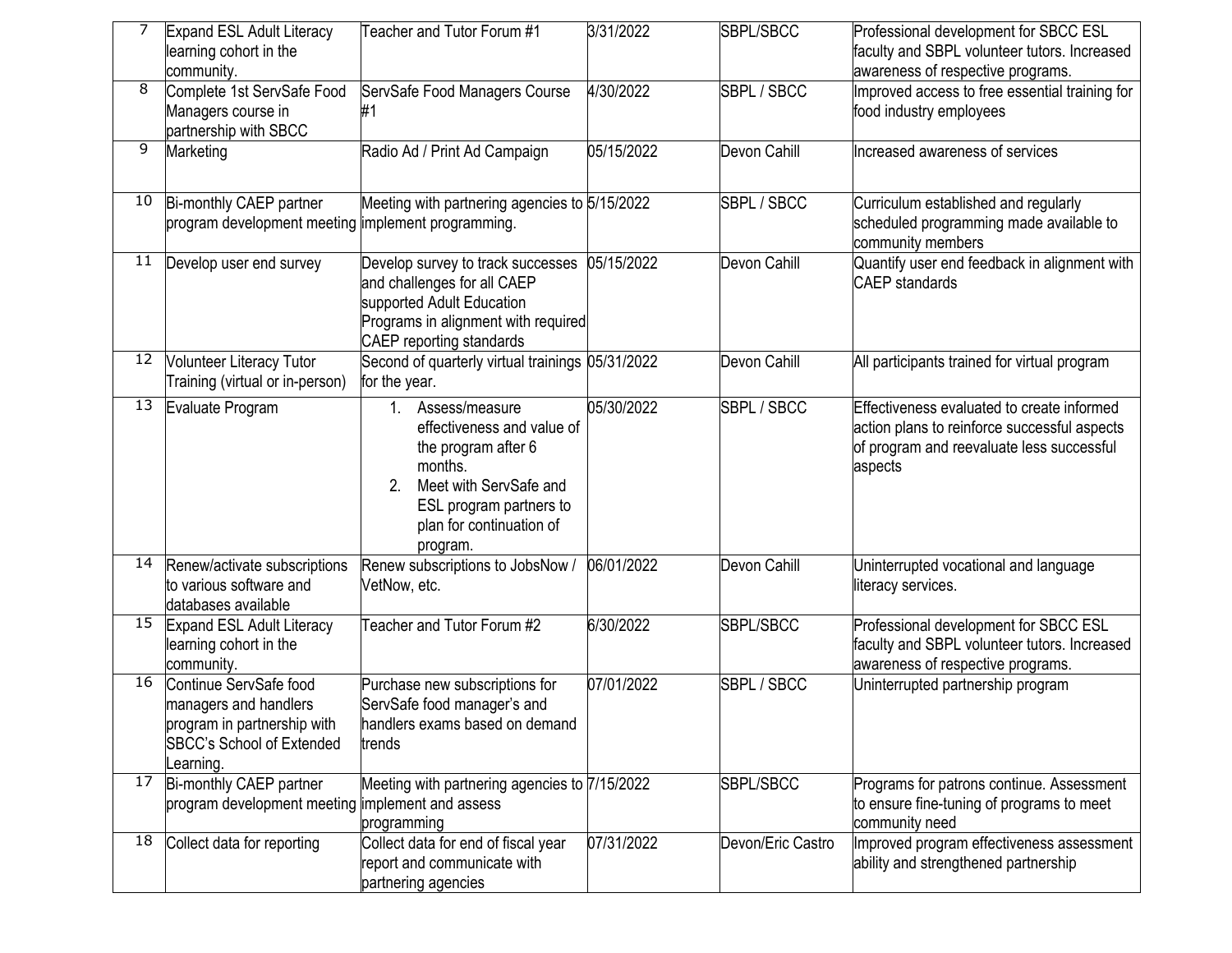| 7 | Expand ESL Adult Literacy learning cohort in the community. | Teacher and Tutor Forum #1 | 3/31/2022 | SBPL/SBCC | Professional development for SBCC ESL faculty and SBPL volunteer tutors. Increased awareness of respective programs. |
|---|---|---|---|---|---|
| 8 | Complete 1st ServSafe Food Managers course in partnership with SBCC | ServSafe Food Managers Course #1 | 4/30/2022 | SBPL / SBCC | Improved access to free essential training for food industry employees |
| 9 | Marketing | Radio Ad / Print Ad Campaign | 05/15/2022 | Devon Cahill | Increased awareness of services |
| 10 | Bi-monthly CAEP partner program development meeting | Meeting with partnering agencies to implement programming. | 5/15/2022 | SBPL / SBCC | Curriculum established and regularly scheduled programming made available to community members |
| 11 | Develop user end survey | Develop survey to track successes and challenges for all CAEP supported Adult Education Programs in alignment with required CAEP reporting standards | 05/15/2022 | Devon Cahill | Quantify user end feedback in alignment with CAEP standards |
| 12 | Volunteer Literacy Tutor Training (virtual or in-person) | Second of quarterly virtual trainings for the year. | 05/31/2022 | Devon Cahill | All participants trained for virtual program |
| 13 | Evaluate Program | 1. Assess/measure effectiveness and value of the program after 6 months. 2. Meet with ServSafe and ESL program partners to plan for continuation of program. | 05/30/2022 | SBPL / SBCC | Effectiveness evaluated to create informed action plans to reinforce successful aspects of program and reevaluate less successful aspects |
| 14 | Renew/activate subscriptions to various software and databases available | Renew subscriptions to JobsNow / VetNow, etc. | 06/01/2022 | Devon Cahill | Uninterrupted vocational and language literacy services. |
| 15 | Expand ESL Adult Literacy learning cohort in the community. | Teacher and Tutor Forum #2 | 6/30/2022 | SBPL/SBCC | Professional development for SBCC ESL faculty and SBPL volunteer tutors. Increased awareness of respective programs. |
| 16 | Continue ServSafe food managers and handlers program in partnership with SBCC's School of Extended Learning. | Purchase new subscriptions for ServSafe food manager's and handlers exams based on demand trends | 07/01/2022 | SBPL / SBCC | Uninterrupted partnership program |
| 17 | Bi-monthly CAEP partner program development meeting | Meeting with partnering agencies to implement and assess programming | 7/15/2022 | SBPL/SBCC | Programs for patrons continue. Assessment to ensure fine-tuning of programs to meet community need |
| 18 | Collect data for reporting | Collect data for end of fiscal year report and communicate with partnering agencies | 07/31/2022 | Devon/Eric Castro | Improved program effectiveness assessment ability and strengthened partnership |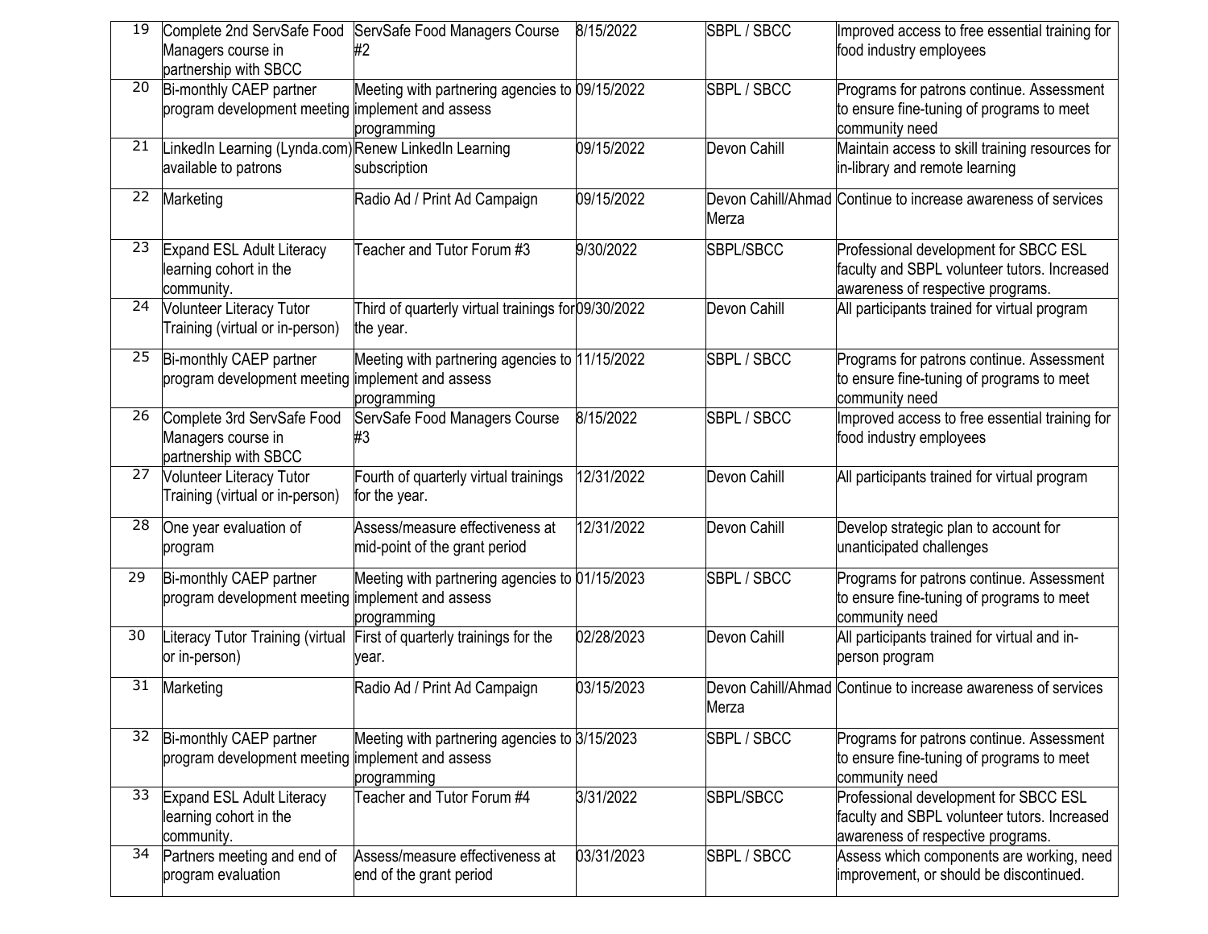| | | | | | |
|---|---|---|---|---|---|
| 19 | Complete 2nd ServSafe Food Managers course in partnership with SBCC | ServSafe Food Managers Course #2 | 8/15/2022 | SBPL / SBCC | Improved access to free essential training for food industry employees |
| 20 | Bi-monthly CAEP partner program development meeting | Meeting with partnering agencies to implement and assess programming | 09/15/2022 | SBPL / SBCC | Programs for patrons continue. Assessment to ensure fine-tuning of programs to meet community need |
| 21 | LinkedIn Learning (Lynda.com) available to patrons | Renew LinkedIn Learning subscription | 09/15/2022 | Devon Cahill | Maintain access to skill training resources for in-library and remote learning |
| 22 | Marketing | Radio Ad / Print Ad Campaign | 09/15/2022 | Devon Cahill/Ahmad Merza | Continue to increase awareness of services |
| 23 | Expand ESL Adult Literacy learning cohort in the community. | Teacher and Tutor Forum #3 | 9/30/2022 | SBPL/SBCC | Professional development for SBCC ESL faculty and SBPL volunteer tutors. Increased awareness of respective programs. |
| 24 | Volunteer Literacy Tutor Training (virtual or in-person) | Third of quarterly virtual trainings for the year. | 09/30/2022 | Devon Cahill | All participants trained for virtual program |
| 25 | Bi-monthly CAEP partner program development meeting | Meeting with partnering agencies to implement and assess programming | 11/15/2022 | SBPL / SBCC | Programs for patrons continue. Assessment to ensure fine-tuning of programs to meet community need |
| 26 | Complete 3rd ServSafe Food Managers course in partnership with SBCC | ServSafe Food Managers Course #3 | 8/15/2022 | SBPL / SBCC | Improved access to free essential training for food industry employees |
| 27 | Volunteer Literacy Tutor Training (virtual or in-person) | Fourth of quarterly virtual trainings for the year. | 12/31/2022 | Devon Cahill | All participants trained for virtual program |
| 28 | One year evaluation of program | Assess/measure effectiveness at mid-point of the grant period | 12/31/2022 | Devon Cahill | Develop strategic plan to account for unanticipated challenges |
| 29 | Bi-monthly CAEP partner program development meeting | Meeting with partnering agencies to implement and assess programming | 01/15/2023 | SBPL / SBCC | Programs for patrons continue. Assessment to ensure fine-tuning of programs to meet community need |
| 30 | Literacy Tutor Training (virtual or in-person) | First of quarterly trainings for the year. | 02/28/2023 | Devon Cahill | All participants trained for virtual and in-person program |
| 31 | Marketing | Radio Ad / Print Ad Campaign | 03/15/2023 | Devon Cahill/Ahmad Merza | Continue to increase awareness of services |
| 32 | Bi-monthly CAEP partner program development meeting | Meeting with partnering agencies to implement and assess programming | 3/15/2023 | SBPL / SBCC | Programs for patrons continue. Assessment to ensure fine-tuning of programs to meet community need |
| 33 | Expand ESL Adult Literacy learning cohort in the community. | Teacher and Tutor Forum #4 | 3/31/2022 | SBPL/SBCC | Professional development for SBCC ESL faculty and SBPL volunteer tutors. Increased awareness of respective programs. |
| 34 | Partners meeting and end of program evaluation | Assess/measure effectiveness at end of the grant period | 03/31/2023 | SBPL / SBCC | Assess which components are working, need improvement, or should be discontinued. |